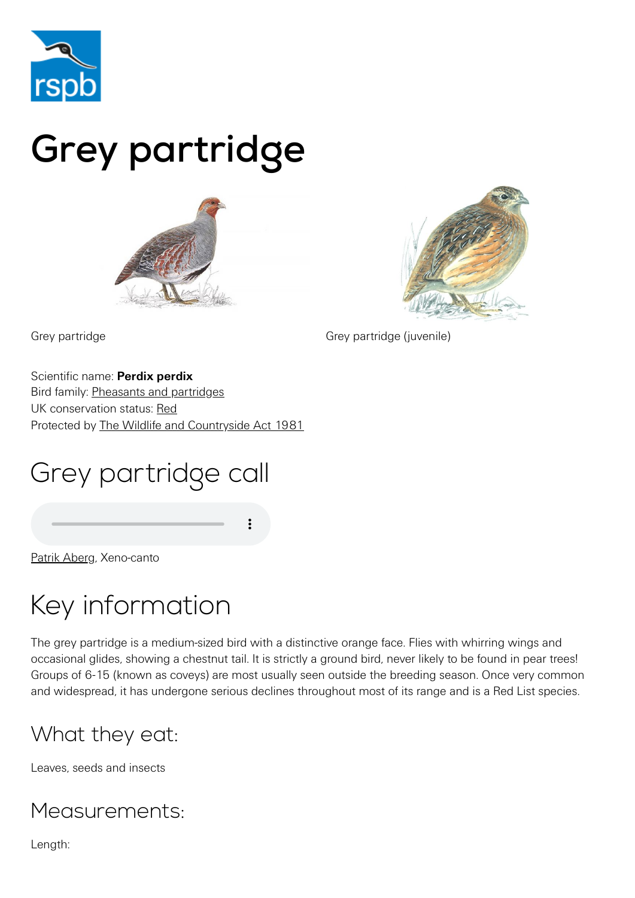# Grey partridge

Grey partridge

Grey partridge (juvenile)

Scientific name: **Perdix perdix**
Bird family: Pheasants and partridges
UK conservation status: Red
Protected by The Wildlife and Countryside Act 1981

## Grey partridge call

Patrik Aberg, Xeno-canto

## Key information

The grey partridge is a medium-sized bird with a distinctive orange face. Flies with whirring wings and occasional glides, showing a chestnut tail. It is strictly a ground bird, never likely to be found in pear trees! Groups of 6-15 (known as coveys) are most usually seen outside the breeding season. Once very common and widespread, it has undergone serious declines throughout most of its range and is a Red List species.

### What they eat:

Leaves, seeds and insects

### Measurements:

Length: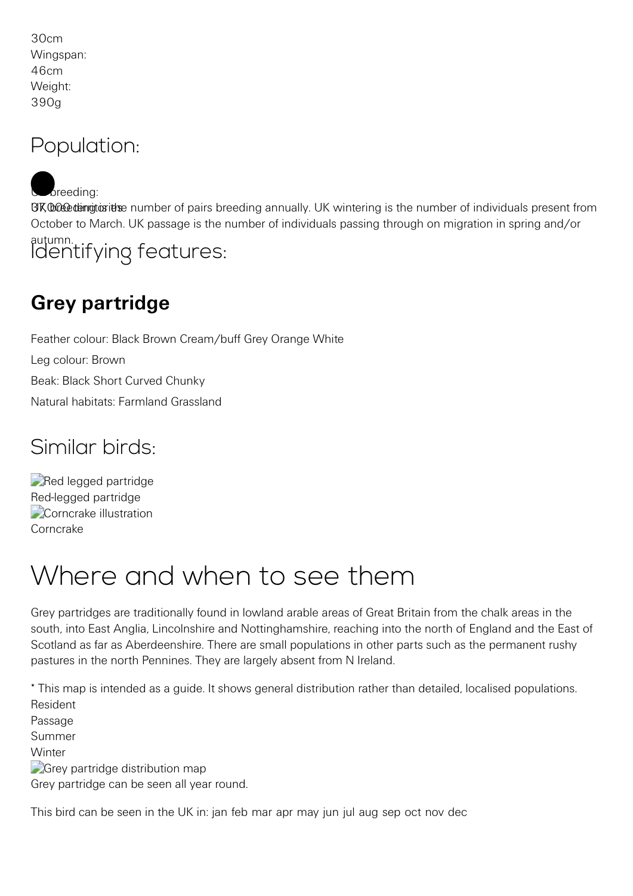30cm
Wingspan:
46cm
Weight:
390g

## Population:

UK breeding:
37,000 territories

UK breeding is the number of pairs breeding annually. UK wintering is the number of individuals present from October to March. UK passage is the number of individuals passing through on migration in spring and/or autumn.

## Identifying features:

### Grey partridge

Feather colour: Black Brown Cream/buff Grey Orange White

Leg colour: Brown

Beak: Black Short Curved Chunky

Natural habitats: Farmland Grassland

## Similar birds:

Red legged partridge
Red-legged partridge
Corncrake illustration
Corncrake

# Where and when to see them

Grey partridges are traditionally found in lowland arable areas of Great Britain from the chalk areas in the south, into East Anglia, Lincolnshire and Nottinghamshire, reaching into the north of England and the East of Scotland as far as Aberdeenshire. There are small populations in other parts such as the permanent rushy pastures in the north Pennines. They are largely absent from N Ireland.

* This map is intended as a guide. It shows general distribution rather than detailed, localised populations.
Resident
Passage
Summer
Winter
Grey partridge distribution map
Grey partridge can be seen all year round.

This bird can be seen in the UK in: jan feb mar apr may jun jul aug sep oct nov dec